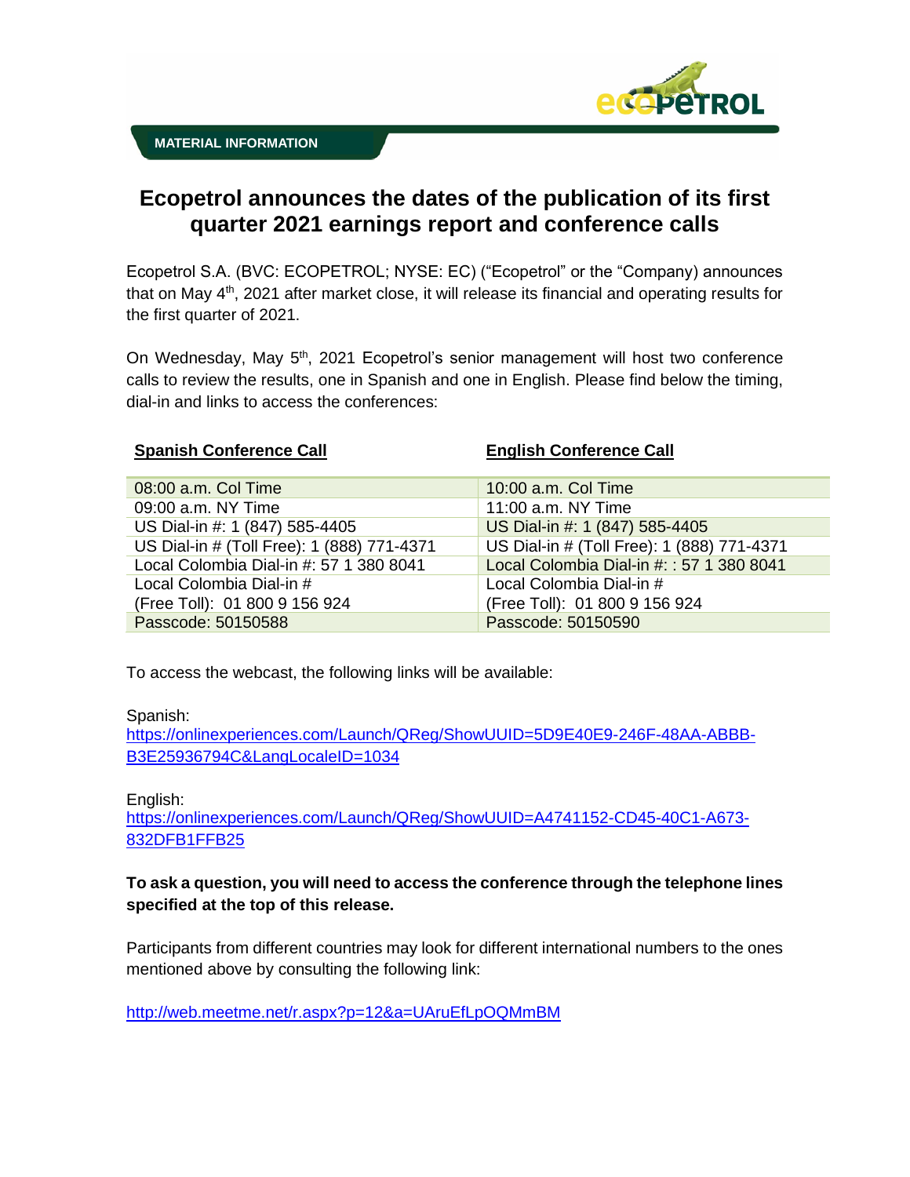MATERIAL INFORMATION

# Ecopetrol announces the dates of the publication of its first quarter 2021 earnings report and conference calls

Ecopetrol S.A. (BVC: ECOPETROL; NYSE: EC) ("Ecopetrol" or the "Company) announces that on May 4th, 2021 after market close, it will release its financial and operating results for the first quarter of 2021.

On Wednesday, May 5th, 2021 Ecopetrol's senior management will host two conference calls to review the results, one in Spanish and one in English. Please find below the timing, dial-in and links to access the conferences:

| **Spanish Conference Call** | **English Conference Call** |
|---|---|
| 08:00 a.m. Col Time | 10:00 a.m. Col Time |
| 09:00 a.m. NY Time | 11:00 a.m. NY Time |
| US Dial-in #: 1 (847) 585-4405 | US Dial-in #: 1 (847) 585-4405 |
| US Dial-in # (Toll Free): 1 (888) 771-4371 | US Dial-in # (Toll Free): 1 (888) 771-4371 |
| Local Colombia Dial-in #: 57 1 380 8041 | Local Colombia Dial-in #: : 57 1 380 8041 |
| Local Colombia Dial-in # (Free Toll): 01 800 9 156 924 | Local Colombia Dial-in # (Free Toll): 01 800 9 156 924 |
| Passcode: 50150588 | Passcode: 50150590 |

To access the webcast, the following links will be available:

Spanish:
https://onlinexperiences.com/Launch/QReg/ShowUUID=5D9E40E9-246F-48AA-ABBB-B3E25936794C&LangLocaleID=1034

English:
https://onlinexperiences.com/Launch/QReg/ShowUUID=A4741152-CD45-40C1-A673-832DFB1FFB25

**To ask a question, you will need to access the conference through the telephone lines specified at the top of this release.**

Participants from different countries may look for different international numbers to the ones mentioned above by consulting the following link:

http://web.meetme.net/r.aspx?p=12&a=UAruEfLpOQMmBM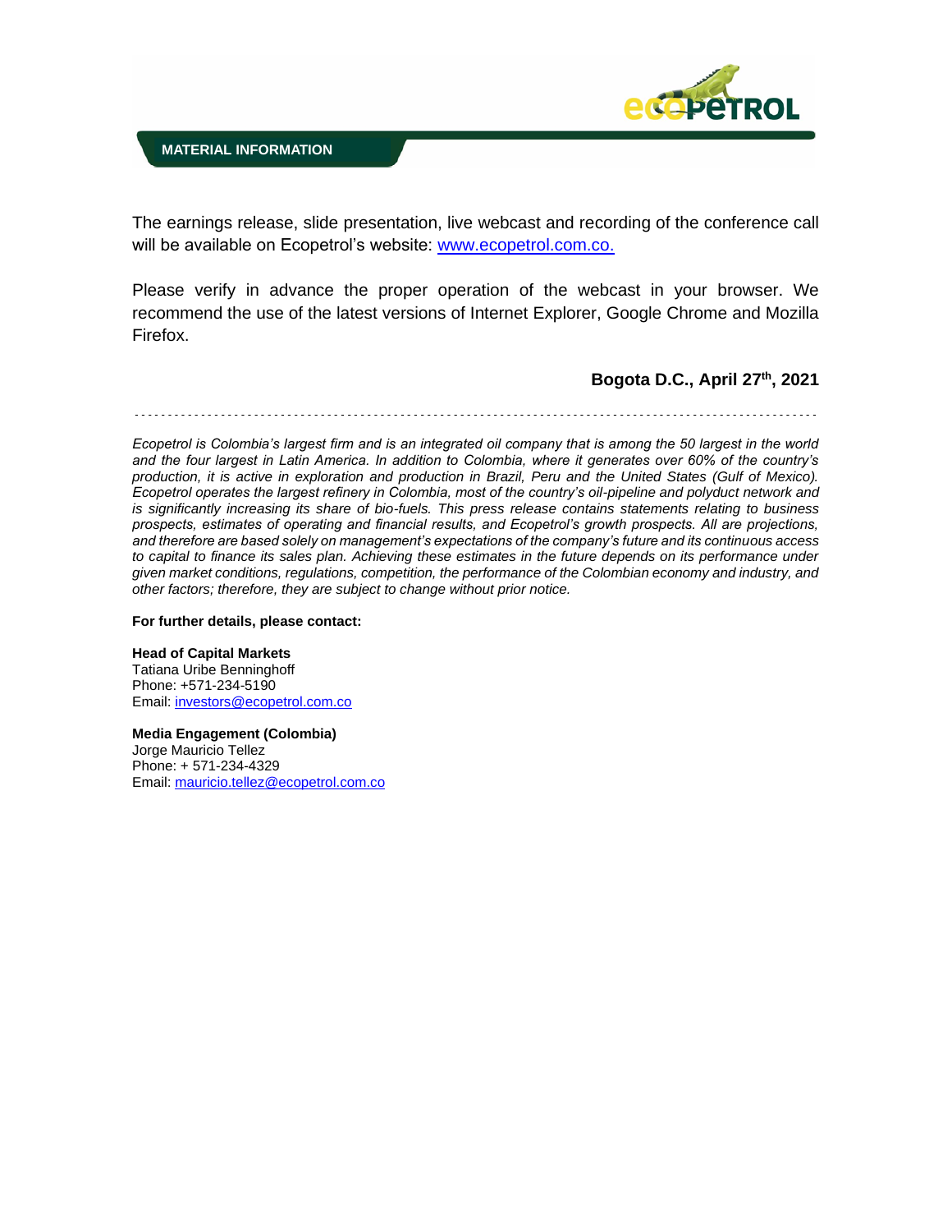**MATERIAL INFORMATION**

The earnings release, slide presentation, live webcast and recording of the conference call will be available on Ecopetrol's website: www.ecopetrol.com.co.

Please verify in advance the proper operation of the webcast in your browser. We recommend the use of the latest versions of Internet Explorer, Google Chrome and Mozilla Firefox.

**Bogota D.C., April 27th, 2021**

---

*Ecopetrol is Colombia's largest firm and is an integrated oil company that is among the 50 largest in the world and the four largest in Latin America. In addition to Colombia, where it generates over 60% of the country's production, it is active in exploration and production in Brazil, Peru and the United States (Gulf of Mexico). Ecopetrol operates the largest refinery in Colombia, most of the country's oil-pipeline and polyduct network and is significantly increasing its share of bio-fuels. This press release contains statements relating to business prospects, estimates of operating and financial results, and Ecopetrol's growth prospects. All are projections, and therefore are based solely on management's expectations of the company's future and its continuous access to capital to finance its sales plan. Achieving these estimates in the future depends on its performance under given market conditions, regulations, competition, the performance of the Colombian economy and industry, and other factors; therefore, they are subject to change without prior notice.*

**For further details, please contact:**

**Head of Capital Markets**
Tatiana Uribe Benninghoff
Phone: +571-234-5190
Email: investors@ecopetrol.com.co

**Media Engagement (Colombia)**
Jorge Mauricio Tellez
Phone: + 571-234-4329
Email: mauricio.tellez@ecopetrol.com.co